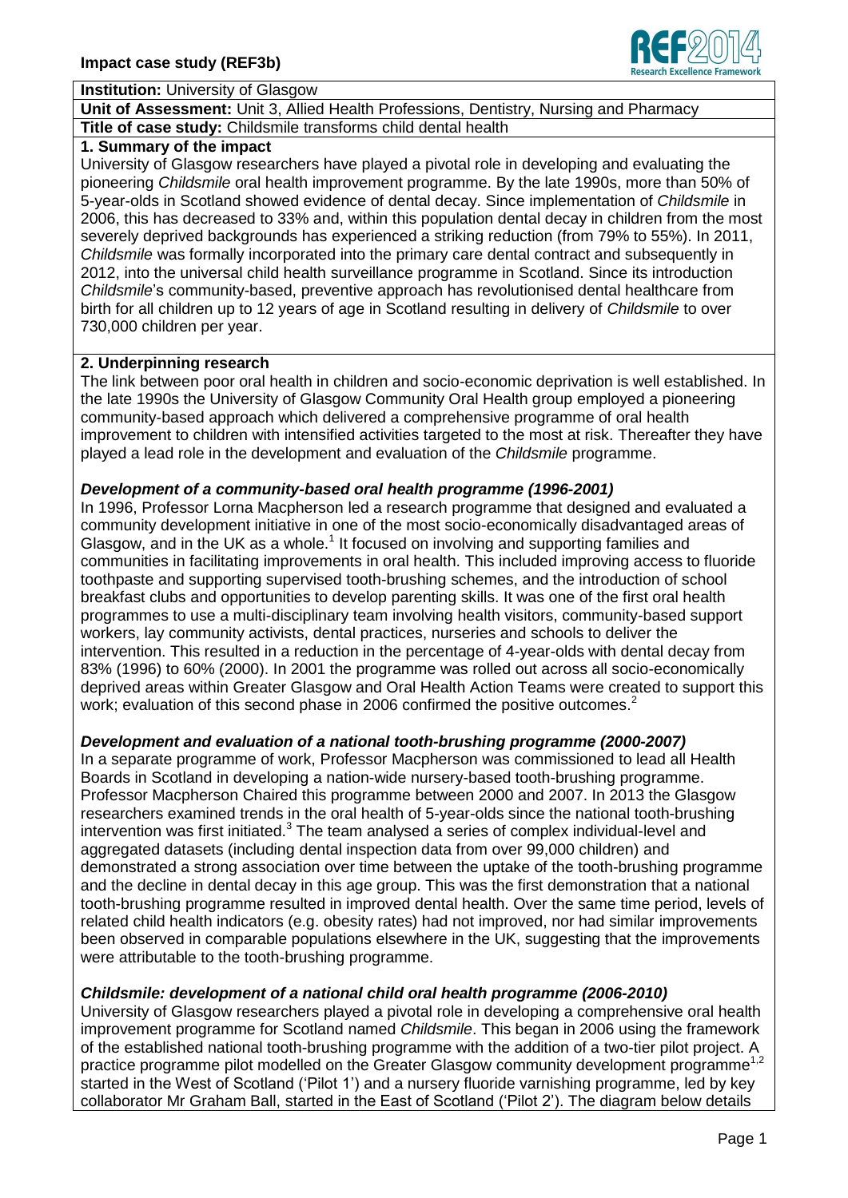**Impact case study (REF3b)**

**Institution:** University of Glasgow

**Unit of Assessment:** Unit 3, Allied Health Professions, Dentistry, Nursing and Pharmacy

**Title of case study:** Childsmile transforms child dental health

## 1. Summary of the impact

University of Glasgow researchers have played a pivotal role in developing and evaluating the pioneering *Childsmile* oral health improvement programme. By the late 1990s, more than 50% of 5-year-olds in Scotland showed evidence of dental decay. Since implementation of *Childsmile* in 2006, this has decreased to 33% and, within this population dental decay in children from the most severely deprived backgrounds has experienced a striking reduction (from 79% to 55%). In 2011, *Childsmile* was formally incorporated into the primary care dental contract and subsequently in 2012, into the universal child health surveillance programme in Scotland. Since its introduction *Childsmile*'s community-based, preventive approach has revolutionised dental healthcare from birth for all children up to 12 years of age in Scotland resulting in delivery of *Childsmile* to over 730,000 children per year.

## 2. Underpinning research

The link between poor oral health in children and socio-economic deprivation is well established. In the late 1990s the University of Glasgow Community Oral Health group employed a pioneering community-based approach which delivered a comprehensive programme of oral health improvement to children with intensified activities targeted to the most at risk. Thereafter they have played a lead role in the development and evaluation of the *Childsmile* programme.

### *Development of a community-based oral health programme (1996-2001)*

In 1996, Professor Lorna Macpherson led a research programme that designed and evaluated a community development initiative in one of the most socio-economically disadvantaged areas of Glasgow, and in the UK as a whole.[1] It focused on involving and supporting families and communities in facilitating improvements in oral health. This included improving access to fluoride toothpaste and supporting supervised tooth-brushing schemes, and the introduction of school breakfast clubs and opportunities to develop parenting skills. It was one of the first oral health programmes to use a multi-disciplinary team involving health visitors, community-based support workers, lay community activists, dental practices, nurseries and schools to deliver the intervention. This resulted in a reduction in the percentage of 4-year-olds with dental decay from 83% (1996) to 60% (2000). In 2001 the programme was rolled out across all socio-economically deprived areas within Greater Glasgow and Oral Health Action Teams were created to support this work; evaluation of this second phase in 2006 confirmed the positive outcomes.[2]

### *Development and evaluation of a national tooth-brushing programme (2000-2007)*

In a separate programme of work, Professor Macpherson was commissioned to lead all Health Boards in Scotland in developing a nation-wide nursery-based tooth-brushing programme. Professor Macpherson Chaired this programme between 2000 and 2007. In 2013 the Glasgow researchers examined trends in the oral health of 5-year-olds since the national tooth-brushing intervention was first initiated.[3] The team analysed a series of complex individual-level and aggregated datasets (including dental inspection data from over 99,000 children) and demonstrated a strong association over time between the uptake of the tooth-brushing programme and the decline in dental decay in this age group. This was the first demonstration that a national tooth-brushing programme resulted in improved dental health. Over the same time period, levels of related child health indicators (e.g. obesity rates) had not improved, nor had similar improvements been observed in comparable populations elsewhere in the UK, suggesting that the improvements were attributable to the tooth-brushing programme.

### *Childsmile: development of a national child oral health programme (2006-2010)*

University of Glasgow researchers played a pivotal role in developing a comprehensive oral health improvement programme for Scotland named *Childsmile*. This began in 2006 using the framework of the established national tooth-brushing programme with the addition of a two-tier pilot project. A practice programme pilot modelled on the Greater Glasgow community development programme[1,2] started in the West of Scotland ('Pilot 1') and a nursery fluoride varnishing programme, led by key collaborator Mr Graham Ball, started in the East of Scotland ('Pilot 2'). The diagram below details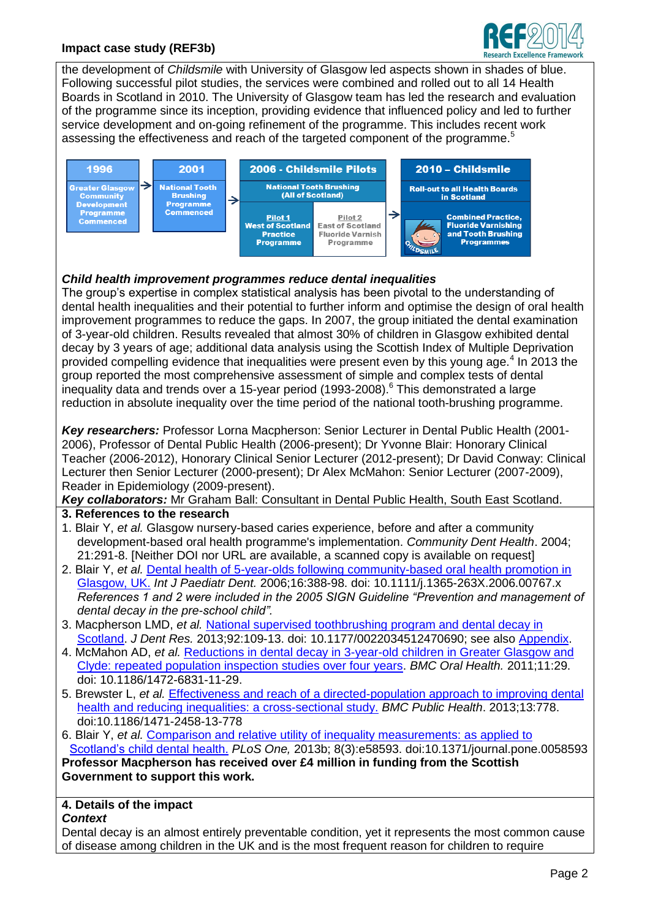the development of *Childsmile* with University of Glasgow led aspects shown in shades of blue. Following successful pilot studies, the services were combined and rolled out to all 14 Health Boards in Scotland in 2010. The University of Glasgow team has led the research and evaluation of the programme since its inception, providing evidence that influenced policy and led to further service development and on-going refinement of the programme. This includes recent work assessing the effectiveness and reach of the targeted component of the programme.[5]

| 1996 | 2001 | 2006 - Childsmile Pilots | | 2010 – Childsmile |
|---|---|---|---|---|
| Greater Glasgow Community Development Programme Commenced | National Tooth Brushing Programme Commenced | National Tooth Brushing (All of Scotland) | | Roll-out to all Health Boards in Scotland |
| | | Pilot 1 West of Scotland Practice Programme | Pilot 2 East of Scotland Fluoride Varnish Programme | Combined Practice, Fluoride Varnishing and Tooth Brushing Programmes |

***Child health improvement programmes reduce dental inequalities***

The group's expertise in complex statistical analysis has been pivotal to the understanding of dental health inequalities and their potential to further inform and optimise the design of oral health improvement programmes to reduce the gaps. In 2007, the group initiated the dental examination of 3-year-old children. Results revealed that almost 30% of children in Glasgow exhibited dental decay by 3 years of age; additional data analysis using the Scottish Index of Multiple Deprivation provided compelling evidence that inequalities were present even by this young age.[4] In 2013 the group reported the most comprehensive assessment of simple and complex tests of dental inequality data and trends over a 15-year period (1993-2008).[6] This demonstrated a large reduction in absolute inequality over the time period of the national tooth-brushing programme.

***Key researchers:*** Professor Lorna Macpherson: Senior Lecturer in Dental Public Health (2001-2006), Professor of Dental Public Health (2006-present); Dr Yvonne Blair: Honorary Clinical Teacher (2006-2012), Honorary Clinical Senior Lecturer (2012-present); Dr David Conway: Clinical Lecturer then Senior Lecturer (2000-present); Dr Alex McMahon: Senior Lecturer (2007-2009), Reader in Epidemiology (2009-present).

***Key collaborators:*** Mr Graham Ball: Consultant in Dental Public Health, South East Scotland.

## 3. References to the research

1. Blair Y, *et al.* Glasgow nursery-based caries experience, before and after a community development-based oral health programme's implementation. *Community Dent Health*. 2004; 21:291-8. [Neither DOI nor URL are available, a scanned copy is available on request]
2. Blair Y, *et al.* Dental health of 5-year-olds following community-based oral health promotion in Glasgow, UK. *Int J Paediatr Dent.* 2006;16:388-98. doi: 10.1111/j.1365-263X.2006.00767.x *References 1 and 2 were included in the 2005 SIGN Guideline "Prevention and management of dental decay in the pre-school child".*
3. Macpherson LMD, *et al.* National supervised toothbrushing program and dental decay in Scotland. *J Dent Res.* 2013;92:109-13. doi: 10.1177/0022034512470690; see also Appendix.
4. McMahon AD, *et al.* Reductions in dental decay in 3-year-old children in Greater Glasgow and Clyde: repeated population inspection studies over four years. *BMC Oral Health.* 2011;11:29. doi: 10.1186/1472-6831-11-29.
5. Brewster L, *et al.* Effectiveness and reach of a directed-population approach to improving dental health and reducing inequalities: a cross-sectional study. *BMC Public Health*. 2013;13:778. doi:10.1186/1471-2458-13-778
6. Blair Y, *et al.* Comparison and relative utility of inequality measurements: as applied to Scotland's child dental health. *PLoS One,* 2013b; 8(3):e58593. doi:10.1371/journal.pone.0058593

**Professor Macpherson has received over £4 million in funding from the Scottish Government to support this work.**

## 4. Details of the impact

***Context***

Dental decay is an almost entirely preventable condition, yet it represents the most common cause of disease among children in the UK and is the most frequent reason for children to require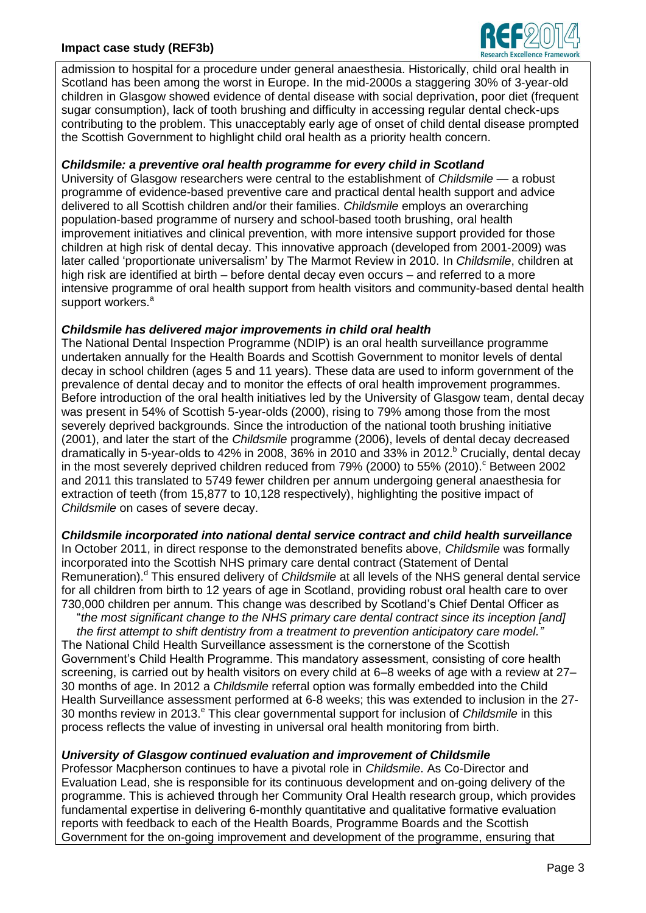admission to hospital for a procedure under general anaesthesia. Historically, child oral health in Scotland has been among the worst in Europe. In the mid-2000s a staggering 30% of 3-year-old children in Glasgow showed evidence of dental disease with social deprivation, poor diet (frequent sugar consumption), lack of tooth brushing and difficulty in accessing regular dental check-ups contributing to the problem. This unacceptably early age of onset of child dental disease prompted the Scottish Government to highlight child oral health as a priority health concern.

***Childsmile: a preventive oral health programme for every child in Scotland***

University of Glasgow researchers were central to the establishment of *Childsmile* — a robust programme of evidence-based preventive care and practical dental health support and advice delivered to all Scottish children and/or their families. *Childsmile* employs an overarching population-based programme of nursery and school-based tooth brushing, oral health improvement initiatives and clinical prevention, with more intensive support provided for those children at high risk of dental decay. This innovative approach (developed from 2001-2009) was later called 'proportionate universalism' by The Marmot Review in 2010. In *Childsmile*, children at high risk are identified at birth – before dental decay even occurs – and referred to a more intensive programme of oral health support from health visitors and community-based dental health support workers.[a]

***Childsmile has delivered major improvements in child oral health***

The National Dental Inspection Programme (NDIP) is an oral health surveillance programme undertaken annually for the Health Boards and Scottish Government to monitor levels of dental decay in school children (ages 5 and 11 years). These data are used to inform government of the prevalence of dental decay and to monitor the effects of oral health improvement programmes. Before introduction of the oral health initiatives led by the University of Glasgow team, dental decay was present in 54% of Scottish 5-year-olds (2000), rising to 79% among those from the most severely deprived backgrounds. Since the introduction of the national tooth brushing initiative (2001), and later the start of the *Childsmile* programme (2006), levels of dental decay decreased dramatically in 5-year-olds to 42% in 2008, 36% in 2010 and 33% in 2012.[b] Crucially, dental decay in the most severely deprived children reduced from 79% (2000) to 55% (2010).[c] Between 2002 and 2011 this translated to 5749 fewer children per annum undergoing general anaesthesia for extraction of teeth (from 15,877 to 10,128 respectively), highlighting the positive impact of *Childsmile* on cases of severe decay.

***Childsmile incorporated into national dental service contract and child health surveillance***

In October 2011, in direct response to the demonstrated benefits above, *Childsmile* was formally incorporated into the Scottish NHS primary care dental contract (Statement of Dental Remuneration).[d] This ensured delivery of *Childsmile* at all levels of the NHS general dental service for all children from birth to 12 years of age in Scotland, providing robust oral health care to over 730,000 children per annum. This change was described by Scotland's Chief Dental Officer as

"*the most significant change to the NHS primary care dental contract since its inception [and] the first attempt to shift dentistry from a treatment to prevention anticipatory care model.*"

The National Child Health Surveillance assessment is the cornerstone of the Scottish Government's Child Health Programme. This mandatory assessment, consisting of core health screening, is carried out by health visitors on every child at 6–8 weeks of age with a review at 27–30 months of age. In 2012 a *Childsmile* referral option was formally embedded into the Child Health Surveillance assessment performed at 6-8 weeks; this was extended to inclusion in the 27-30 months review in 2013.[e] This clear governmental support for inclusion of *Childsmile* in this process reflects the value of investing in universal oral health monitoring from birth.

***University of Glasgow continued evaluation and improvement of Childsmile***

Professor Macpherson continues to have a pivotal role in *Childsmile*. As Co-Director and Evaluation Lead, she is responsible for its continuous development and on-going delivery of the programme. This is achieved through her Community Oral Health research group, which provides fundamental expertise in delivering 6-monthly quantitative and qualitative formative evaluation reports with feedback to each of the Health Boards, Programme Boards and the Scottish Government for the on-going improvement and development of the programme, ensuring that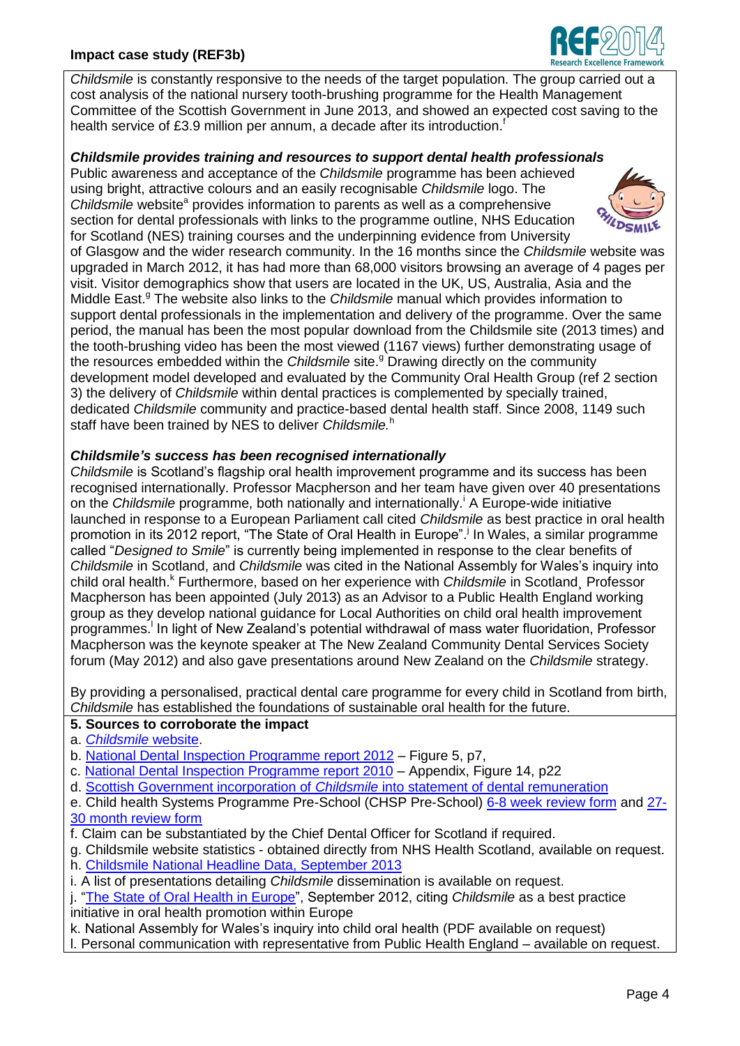*Childsmile* is constantly responsive to the needs of the target population. The group carried out a cost analysis of the national nursery tooth-brushing programme for the Health Management Committee of the Scottish Government in June 2013, and showed an expected cost saving to the health service of £3.9 million per annum, a decade after its introduction.[f]

***Childsmile provides training and resources to support dental health professionals***

Public awareness and acceptance of the *Childsmile* programme has been achieved using bright, attractive colours and an easily recognisable *Childsmile* logo. The *Childsmile* website[a] provides information to parents as well as a comprehensive section for dental professionals with links to the programme outline, NHS Education for Scotland (NES) training courses and the underpinning evidence from University of Glasgow and the wider research community. In the 16 months since the *Childsmile* website was upgraded in March 2012, it has had more than 68,000 visitors browsing an average of 4 pages per visit. Visitor demographics show that users are located in the UK, US, Australia, Asia and the Middle East.[g] The website also links to the *Childsmile* manual which provides information to support dental professionals in the implementation and delivery of the programme. Over the same period, the manual has been the most popular download from the Childsmile site (2013 times) and the tooth-brushing video has been the most viewed (1167 views) further demonstrating usage of the resources embedded within the *Childsmile* site.[g] Drawing directly on the community development model developed and evaluated by the Community Oral Health Group (ref 2 section 3) the delivery of *Childsmile* within dental practices is complemented by specially trained, dedicated *Childsmile* community and practice-based dental health staff. Since 2008, 1149 such staff have been trained by NES to deliver *Childsmile*.[h]

***Childsmile's success has been recognised internationally***

*Childsmile* is Scotland's flagship oral health improvement programme and its success has been recognised internationally. Professor Macpherson and her team have given over 40 presentations on the *Childsmile* programme, both nationally and internationally.[i] A Europe-wide initiative launched in response to a European Parliament call cited *Childsmile* as best practice in oral health promotion in its 2012 report, "The State of Oral Health in Europe".[j] In Wales, a similar programme called "*Designed to Smile*" is currently being implemented in response to the clear benefits of *Childsmile* in Scotland, and *Childsmile* was cited in the National Assembly for Wales's inquiry into child oral health.[k] Furthermore, based on her experience with *Childsmile* in Scotland¸ Professor Macpherson has been appointed (July 2013) as an Advisor to a Public Health England working group as they develop national guidance for Local Authorities on child oral health improvement programmes.[l] In light of New Zealand's potential withdrawal of mass water fluoridation, Professor Macpherson was the keynote speaker at The New Zealand Community Dental Services Society forum (May 2012) and also gave presentations around New Zealand on the *Childsmile* strategy.

By providing a personalised, practical dental care programme for every child in Scotland from birth, *Childsmile* has established the foundations of sustainable oral health for the future.

**5. Sources to corroborate the impact**

a. *Childsmile* website.
b. National Dental Inspection Programme report 2012 – Figure 5, p7,
c. National Dental Inspection Programme report 2010 – Appendix, Figure 14, p22
d. Scottish Government incorporation of *Childsmile* into statement of dental remuneration
e. Child health Systems Programme Pre-School (CHSP Pre-School) 6-8 week review form and 27-30 month review form
f. Claim can be substantiated by the Chief Dental Officer for Scotland if required.
g. Childsmile website statistics - obtained directly from NHS Health Scotland, available on request.
h. Childsmile National Headline Data, September 2013
i. A list of presentations detailing *Childsmile* dissemination is available on request.
j. "The State of Oral Health in Europe", September 2012, citing *Childsmile* as a best practice initiative in oral health promotion within Europe
k. National Assembly for Wales's inquiry into child oral health (PDF available on request)
l. Personal communication with representative from Public Health England – available on request.